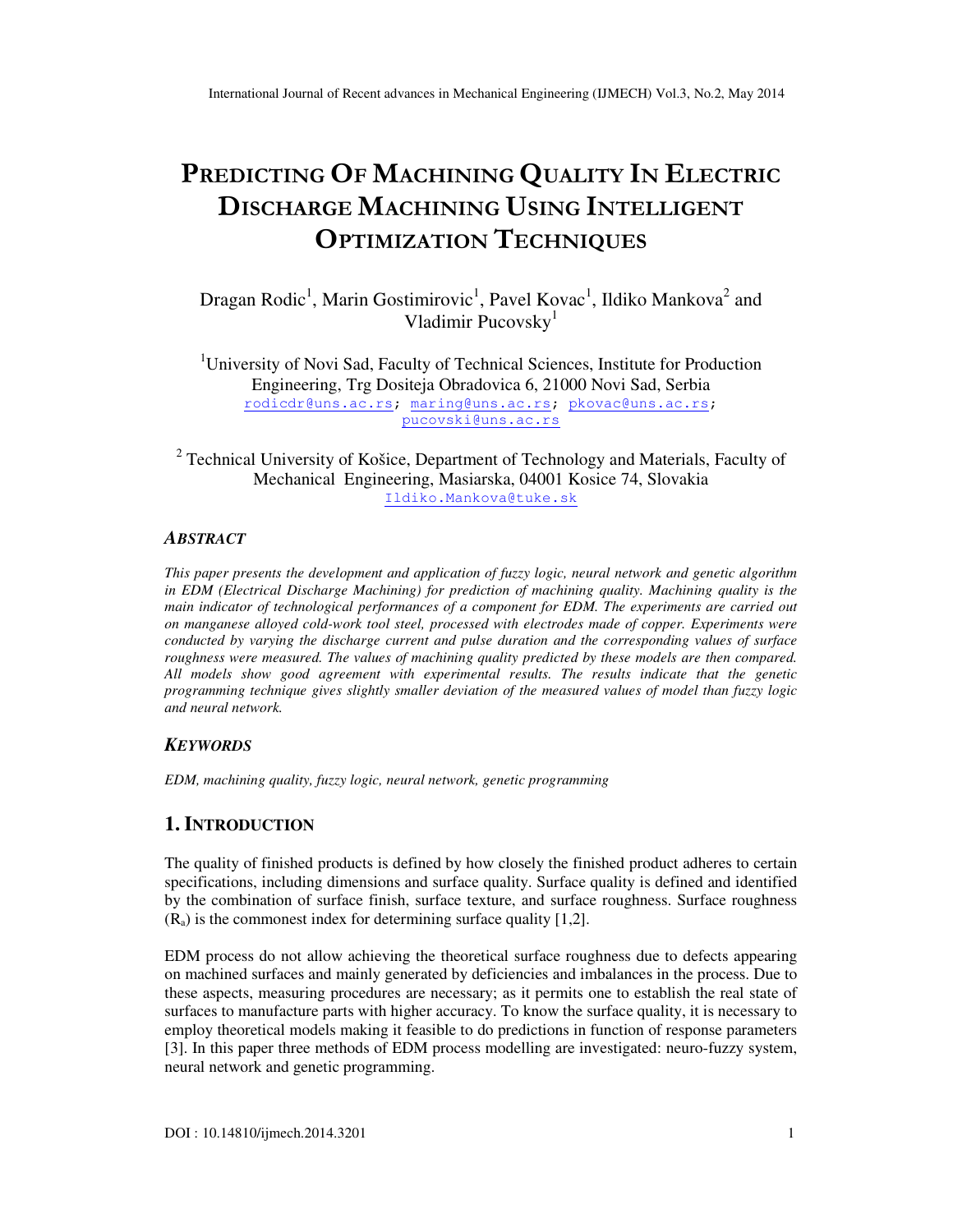# PREDICTING OF MACHINING QUALITY IN ELECTRIC DISCHARGE MACHINING USING INTELLIGENT OPTIMIZATION TECHNIQUES

Dragan Rodic[1], Marin Gostimirovic[1], Pavel Kovac[1], Ildiko Mankova[2] and Vladimir Pucovsky[1]

[1]University of Novi Sad, Faculty of Technical Sciences, Institute for Production Engineering, Trg Dositeja Obradovica 6, 21000 Novi Sad, Serbia
rodicdr@uns.ac.rs; maring@uns.ac.rs; pkovac@uns.ac.rs; pucovski@uns.ac.rs

[2] Technical University of Košice, Department of Technology and Materials, Faculty of Mechanical Engineering, Masiarska, 04001 Kosice 74, Slovakia
Ildiko.Mankova@tuke.sk

### *ABSTRACT*

*This paper presents the development and application of fuzzy logic, neural network and genetic algorithm in EDM (Electrical Discharge Machining) for prediction of machining quality. Machining quality is the main indicator of technological performances of a component for EDM. The experiments are carried out on manganese alloyed cold-work tool steel, processed with electrodes made of copper. Experiments were conducted by varying the discharge current and pulse duration and the corresponding values of surface roughness were measured. The values of machining quality predicted by these models are then compared. All models show good agreement with experimental results. The results indicate that the genetic programming technique gives slightly smaller deviation of the measured values of model than fuzzy logic and neural network.*

### *KEYWORDS*

*EDM, machining quality, fuzzy logic, neural network, genetic programming*

## 1. INTRODUCTION

The quality of finished products is defined by how closely the finished product adheres to certain specifications, including dimensions and surface quality. Surface quality is defined and identified by the combination of surface finish, surface texture, and surface roughness. Surface roughness ($R_a$) is the commonest index for determining surface quality [1,2].

EDM process do not allow achieving the theoretical surface roughness due to defects appearing on machined surfaces and mainly generated by deficiencies and imbalances in the process. Due to these aspects, measuring procedures are necessary; as it permits one to establish the real state of surfaces to manufacture parts with higher accuracy. To know the surface quality, it is necessary to employ theoretical models making it feasible to do predictions in function of response parameters [3]. In this paper three methods of EDM process modelling are investigated: neuro-fuzzy system, neural network and genetic programming.

DOI : 10.14810/ijmech.2014.3201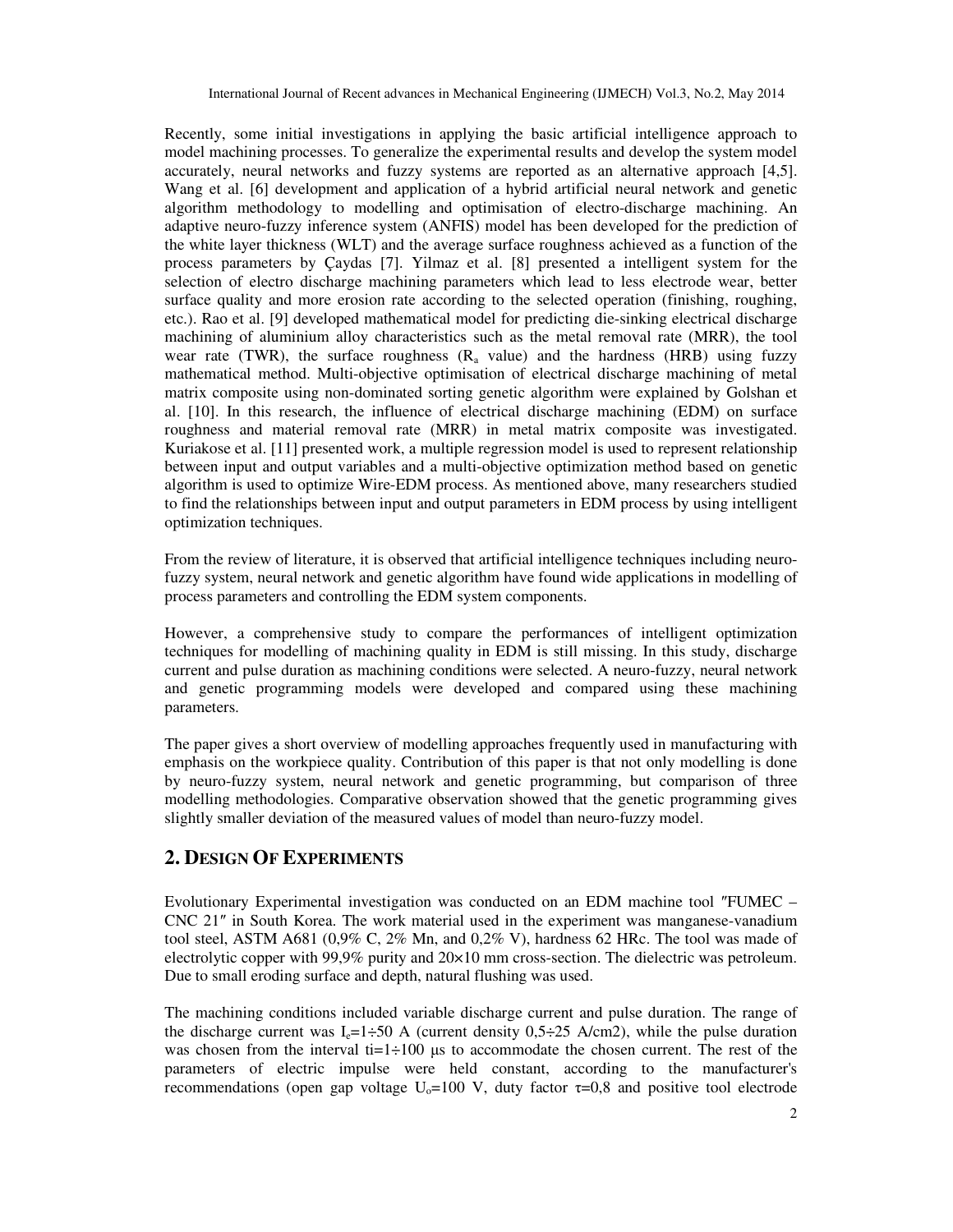Recently, some initial investigations in applying the basic artificial intelligence approach to model machining processes. To generalize the experimental results and develop the system model accurately, neural networks and fuzzy systems are reported as an alternative approach [4,5]. Wang et al. [6] development and application of a hybrid artificial neural network and genetic algorithm methodology to modelling and optimisation of electro-discharge machining. An adaptive neuro-fuzzy inference system (ANFIS) model has been developed for the prediction of the white layer thickness (WLT) and the average surface roughness achieved as a function of the process parameters by Çaydas [7]. Yilmaz et al. [8] presented a intelligent system for the selection of electro discharge machining parameters which lead to less electrode wear, better surface quality and more erosion rate according to the selected operation (finishing, roughing, etc.). Rao et al. [9] developed mathematical model for predicting die-sinking electrical discharge machining of aluminium alloy characteristics such as the metal removal rate (MRR), the tool wear rate (TWR), the surface roughness ($R_a$ value) and the hardness (HRB) using fuzzy mathematical method. Multi-objective optimisation of electrical discharge machining of metal matrix composite using non-dominated sorting genetic algorithm were explained by Golshan et al. [10]. In this research, the influence of electrical discharge machining (EDM) on surface roughness and material removal rate (MRR) in metal matrix composite was investigated. Kuriakose et al. [11] presented work, a multiple regression model is used to represent relationship between input and output variables and a multi-objective optimization method based on genetic algorithm is used to optimize Wire-EDM process. As mentioned above, many researchers studied to find the relationships between input and output parameters in EDM process by using intelligent optimization techniques.

From the review of literature, it is observed that artificial intelligence techniques including neuro-fuzzy system, neural network and genetic algorithm have found wide applications in modelling of process parameters and controlling the EDM system components.

However, a comprehensive study to compare the performances of intelligent optimization techniques for modelling of machining quality in EDM is still missing. In this study, discharge current and pulse duration as machining conditions were selected. A neuro-fuzzy, neural network and genetic programming models were developed and compared using these machining parameters.

The paper gives a short overview of modelling approaches frequently used in manufacturing with emphasis on the workpiece quality. Contribution of this paper is that not only modelling is done by neuro-fuzzy system, neural network and genetic programming, but comparison of three modelling methodologies. Comparative observation showed that the genetic programming gives slightly smaller deviation of the measured values of model than neuro-fuzzy model.

## 2. Design Of Experiments

Evolutionary Experimental investigation was conducted on an EDM machine tool ″FUMEC – CNC 21″ in South Korea. The work material used in the experiment was manganese-vanadium tool steel, ASTM A681 (0,9% C, 2% Mn, and 0,2% V), hardness 62 HRc. The tool was made of electrolytic copper with 99,9% purity and 20×10 mm cross-section. The dielectric was petroleum. Due to small eroding surface and depth, natural flushing was used.

The machining conditions included variable discharge current and pulse duration. The range of the discharge current was $I_e$=1÷50 A (current density 0,5÷25 A/cm2), while the pulse duration was chosen from the interval ti=1÷100 µs to accommodate the chosen current. The rest of the parameters of electric impulse were held constant, according to the manufacturer's recommendations (open gap voltage $U_o$=100 V, duty factor τ=0,8 and positive tool electrode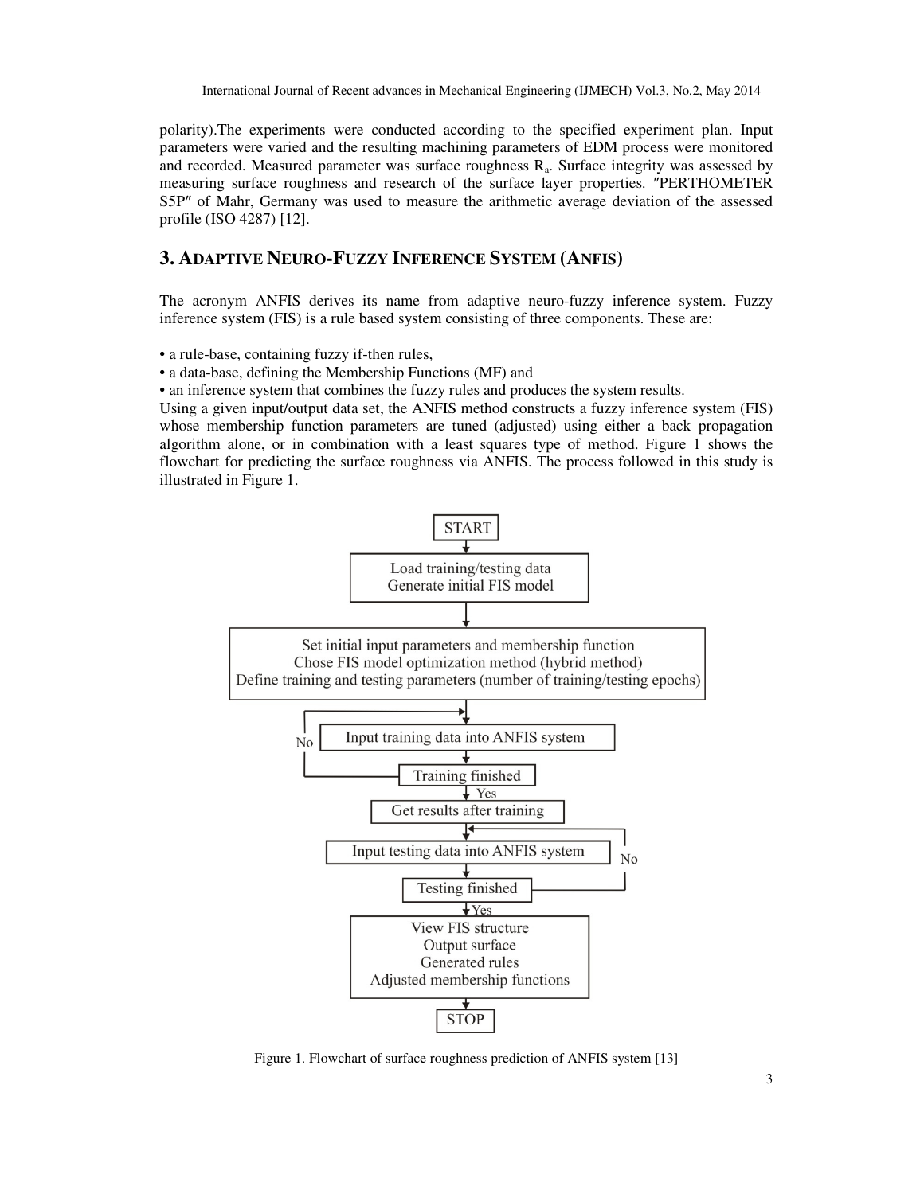polarity).The experiments were conducted according to the specified experiment plan. Input parameters were varied and the resulting machining parameters of EDM process were monitored and recorded. Measured parameter was surface roughness $R_a$. Surface integrity was assessed by measuring surface roughness and research of the surface layer properties. ″PERTHOMETER S5P″ of Mahr, Germany was used to measure the arithmetic average deviation of the assessed profile (ISO 4287) [12].

## 3. ADAPTIVE NEURO-FUZZY INFERENCE SYSTEM (ANFIS)

The acronym ANFIS derives its name from adaptive neuro-fuzzy inference system. Fuzzy inference system (FIS) is a rule based system consisting of three components. These are:

- a rule-base, containing fuzzy if-then rules,
- a data-base, defining the Membership Functions (MF) and
- an inference system that combines the fuzzy rules and produces the system results.

Using a given input/output data set, the ANFIS method constructs a fuzzy inference system (FIS) whose membership function parameters are tuned (adjusted) using either a back propagation algorithm alone, or in combination with a least squares type of method. Figure 1 shows the flowchart for predicting the surface roughness via ANFIS. The process followed in this study is illustrated in Figure 1.

START
Load training/testing data
Generate initial FIS model
Set initial input parameters and membership function
Chose FIS model optimization method (hybrid method)
Define training and testing parameters (number of training/testing epochs)
Input training data into ANFIS system
Training finished
No
Yes
Get results after training
Input testing data into ANFIS system
Testing finished
No
Yes
View FIS structure
Output surface
Generated rules
Adjusted membership functions
STOP

Figure 1. Flowchart of surface roughness prediction of ANFIS system [13]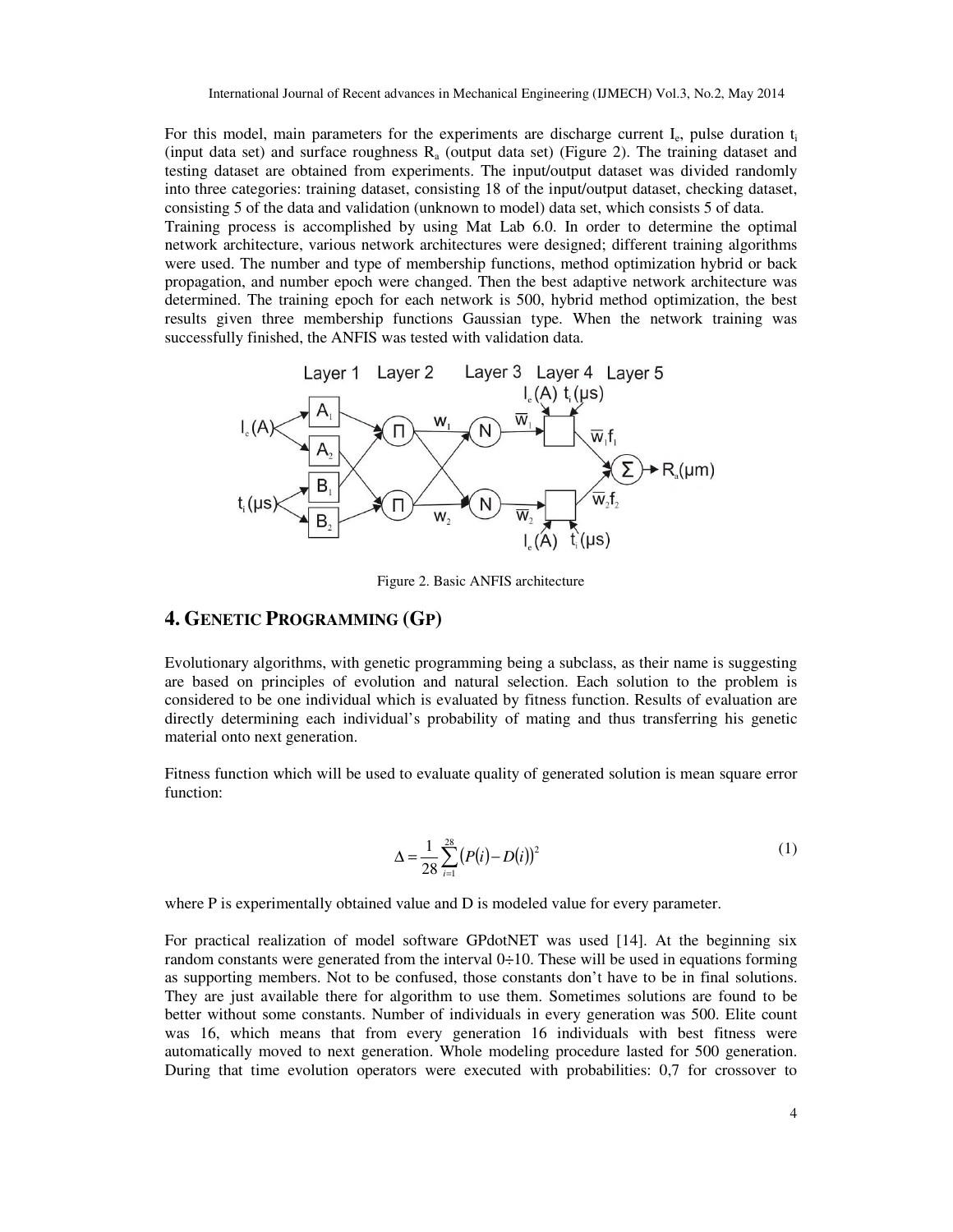For this model, main parameters for the experiments are discharge current $I_e$, pulse duration $t_i$ (input data set) and surface roughness $R_a$ (output data set) (Figure 2). The training dataset and testing dataset are obtained from experiments. The input/output dataset was divided randomly into three categories: training dataset, consisting 18 of the input/output dataset, checking dataset, consisting 5 of the data and validation (unknown to model) data set, which consists 5 of data.
Training process is accomplished by using Mat Lab 6.0. In order to determine the optimal network architecture, various network architectures were designed; different training algorithms were used. The number and type of membership functions, method optimization hybrid or back propagation, and number epoch were changed. Then the best adaptive network architecture was determined. The training epoch for each network is 500, hybrid method optimization, the best results given three membership functions Gaussian type. When the network training was successfully finished, the ANFIS was tested with validation data.

Figure 2. Basic ANFIS architecture

## 4. GENETIC PROGRAMMING (GP)

Evolutionary algorithms, with genetic programming being a subclass, as their name is suggesting are based on principles of evolution and natural selection. Each solution to the problem is considered to be one individual which is evaluated by fitness function. Results of evaluation are directly determining each individual's probability of mating and thus transferring his genetic material onto next generation.

Fitness function which will be used to evaluate quality of generated solution is mean square error function:

$$\Delta = \frac{1}{28}\sum_{i=1}^{28}\left(P(i) - D(i)\right)^2 \tag{1}$$

where P is experimentally obtained value and D is modeled value for every parameter.

For practical realization of model software GPdotNET was used [14]. At the beginning six random constants were generated from the interval 0÷10. These will be used in equations forming as supporting members. Not to be confused, those constants don't have to be in final solutions. They are just available there for algorithm to use them. Sometimes solutions are found to be better without some constants. Number of individuals in every generation was 500. Elite count was 16, which means that from every generation 16 individuals with best fitness were automatically moved to next generation. Whole modeling procedure lasted for 500 generation. During that time evolution operators were executed with probabilities: 0,7 for crossover to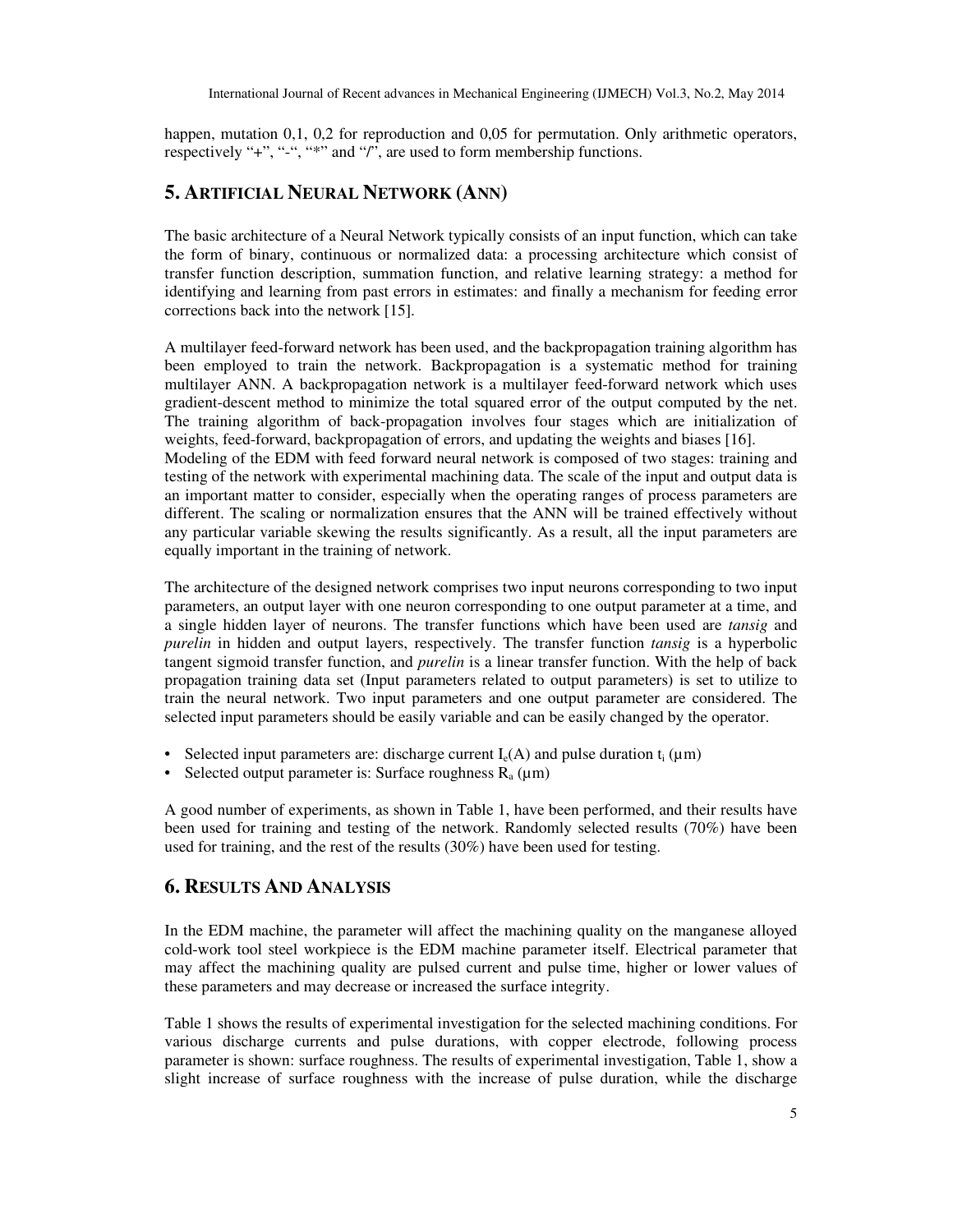happen, mutation 0,1, 0,2 for reproduction and 0,05 for permutation. Only arithmetic operators, respectively "+", "-", "*" and "/", are used to form membership functions.

## 5. ARTIFICIAL NEURAL NETWORK (ANN)

The basic architecture of a Neural Network typically consists of an input function, which can take the form of binary, continuous or normalized data: a processing architecture which consist of transfer function description, summation function, and relative learning strategy: a method for identifying and learning from past errors in estimates: and finally a mechanism for feeding error corrections back into the network [15].

A multilayer feed-forward network has been used, and the backpropagation training algorithm has been employed to train the network. Backpropagation is a systematic method for training multilayer ANN. A backpropagation network is a multilayer feed-forward network which uses gradient-descent method to minimize the total squared error of the output computed by the net. The training algorithm of back-propagation involves four stages which are initialization of weights, feed-forward, backpropagation of errors, and updating the weights and biases [16].
Modeling of the EDM with feed forward neural network is composed of two stages: training and testing of the network with experimental machining data. The scale of the input and output data is an important matter to consider, especially when the operating ranges of process parameters are different. The scaling or normalization ensures that the ANN will be trained effectively without any particular variable skewing the results significantly. As a result, all the input parameters are equally important in the training of network.

The architecture of the designed network comprises two input neurons corresponding to two input parameters, an output layer with one neuron corresponding to one output parameter at a time, and a single hidden layer of neurons. The transfer functions which have been used are *tansig* and *purelin* in hidden and output layers, respectively. The transfer function *tansig* is a hyperbolic tangent sigmoid transfer function, and *purelin* is a linear transfer function. With the help of back propagation training data set (Input parameters related to output parameters) is set to utilize to train the neural network. Two input parameters and one output parameter are considered. The selected input parameters should be easily variable and can be easily changed by the operator.

- Selected input parameters are: discharge current $I_e$(A) and pulse duration $t_i$ (μm)
- Selected output parameter is: Surface roughness $R_a$ (μm)

A good number of experiments, as shown in Table 1, have been performed, and their results have been used for training and testing of the network. Randomly selected results (70%) have been used for training, and the rest of the results (30%) have been used for testing.

## 6. RESULTS AND ANALYSIS

In the EDM machine, the parameter will affect the machining quality on the manganese alloyed cold-work tool steel workpiece is the EDM machine parameter itself. Electrical parameter that may affect the machining quality are pulsed current and pulse time, higher or lower values of these parameters and may decrease or increased the surface integrity.

Table 1 shows the results of experimental investigation for the selected machining conditions. For various discharge currents and pulse durations, with copper electrode, following process parameter is shown: surface roughness. The results of experimental investigation, Table 1, show a slight increase of surface roughness with the increase of pulse duration, while the discharge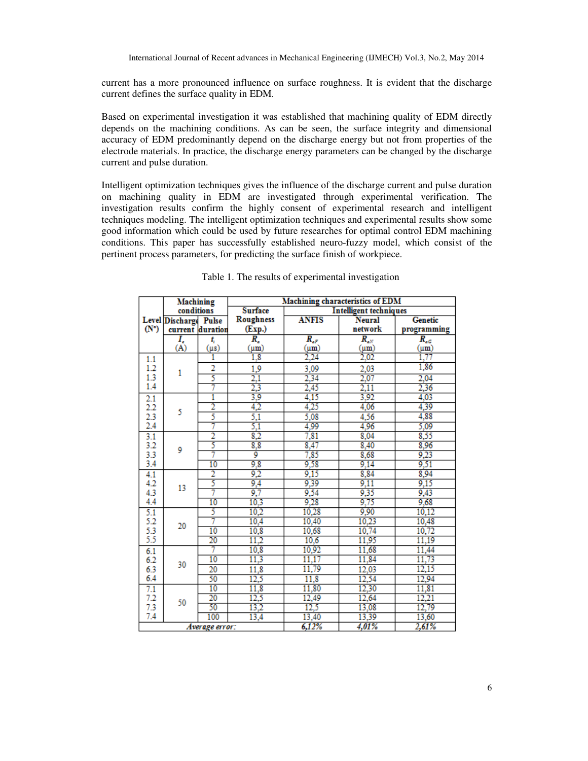current has a more pronounced influence on surface roughness. It is evident that the discharge current defines the surface quality in EDM.

Based on experimental investigation it was established that machining quality of EDM directly depends on the machining conditions. As can be seen, the surface integrity and dimensional accuracy of EDM predominantly depend on the discharge energy but not from properties of the electrode materials. In practice, the discharge energy parameters can be changed by the discharge current and pulse duration.

Intelligent optimization techniques gives the influence of the discharge current and pulse duration on machining quality in EDM are investigated through experimental verification. The investigation results confirm the highly consent of experimental research and intelligent techniques modeling. The intelligent optimization techniques and experimental results show some good information which could be used by future researches for optimal control EDM machining conditions. This paper has successfully established neuro-fuzzy model, which consist of the pertinent process parameters, for predicting the surface finish of workpiece.

Table 1. The results of experimental investigation

| Level (N°) | Machining conditions | | Machining characteristics of EDM | | | |
|---|---|---|---|---|---|---|
| | | | Surface Roughness (Exp.) | Intelligent techniques | | |
| | Discharge current | Pulse duration | | ANFIS | Neural network | Genetic programming |
| | $I_e$ (A) | $t_i$ (μs) | $R_a$ (μm) | $R_{aF}$ (μm) | $R_{aN}$ (μm) | $R_{aG}$ (μm) |
| 1.1 | 1 | 1 | 1,8 | 2,24 | 2,02 | 1,77 |
| 1.2 | | 2 | 1,9 | 3,09 | 2,03 | 1,86 |
| 1.3 | | 5 | 2,1 | 2,34 | 2,07 | 2,04 |
| 1.4 | | 7 | 2,3 | 2,45 | 2,11 | 2,36 |
| 2.1 | 5 | 1 | 3,9 | 4,15 | 3,92 | 4,03 |
| 2.2 | | 2 | 4,2 | 4,25 | 4,06 | 4,39 |
| 2.3 | | 5 | 5,1 | 5,08 | 4,56 | 4,88 |
| 2.4 | | 7 | 5,1 | 4,99 | 4,96 | 5,09 |
| 3.1 | 9 | 2 | 8,2 | 7,81 | 8,04 | 8,55 |
| 3.2 | | 5 | 8,8 | 8,47 | 8,40 | 8,96 |
| 3.3 | | 7 | 9 | 7,85 | 8,68 | 9,23 |
| 3.4 | | 10 | 9,8 | 9,58 | 9,14 | 9,51 |
| 4.1 | 13 | 2 | 9,2 | 9,15 | 8,84 | 8,94 |
| 4.2 | | 5 | 9,4 | 9,39 | 9,11 | 9,15 |
| 4.3 | | 7 | 9,7 | 9,54 | 9,35 | 9,43 |
| 4.4 | | 10 | 10,3 | 9,28 | 9,75 | 9,68 |
| 5.1 | 20 | 5 | 10,2 | 10,28 | 9,90 | 10,12 |
| 5.2 | | 7 | 10,4 | 10,40 | 10,23 | 10,48 |
| 5.3 | | 10 | 10,8 | 10,68 | 10,74 | 10,72 |
| 5.5 | | 20 | 11,2 | 10,6 | 11,95 | 11,19 |
| 6.1 | 30 | 7 | 10,8 | 10,92 | 11,68 | 11,44 |
| 6.2 | | 10 | 11,3 | 11,17 | 11,84 | 11,73 |
| 6.3 | | 20 | 11,8 | 11,79 | 12,03 | 12,15 |
| 6.4 | | 50 | 12,5 | 11,8 | 12,54 | 12,94 |
| 7.1 | 50 | 10 | 11,8 | 11,80 | 12,30 | 11,81 |
| 7.2 | | 20 | 12,5 | 12,49 | 12,64 | 12,21 |
| 7.3 | | 50 | 13,2 | 12,5 | 13,08 | 12,79 |
| 7.4 | | 100 | 13,4 | 13,40 | 13,39 | 13,60 |
| *Average error:* | | | | *6,12%* | *4,01%* | *2,61%* |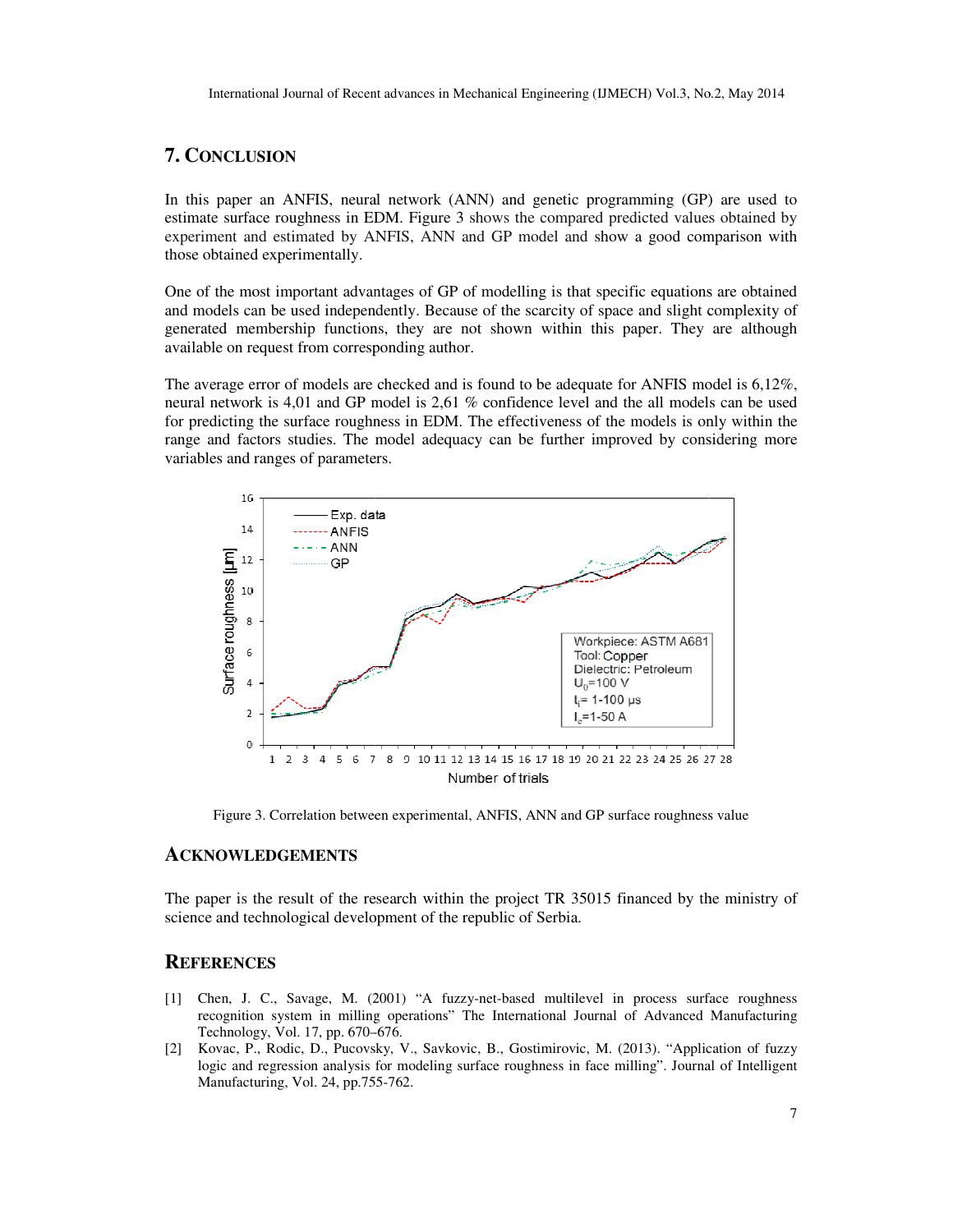## 7. Conclusion

In this paper an ANFIS, neural network (ANN) and genetic programming (GP) are used to estimate surface roughness in EDM. Figure 3 shows the compared predicted values obtained by experiment and estimated by ANFIS, ANN and GP model and show a good comparison with those obtained experimentally.

One of the most important advantages of GP of modelling is that specific equations are obtained and models can be used independently. Because of the scarcity of space and slight complexity of generated membership functions, they are not shown within this paper. They are although available on request from corresponding author.

The average error of models are checked and is found to be adequate for ANFIS model is 6,12%, neural network is 4,01 and GP model is 2,61 % confidence level and the all models can be used for predicting the surface roughness in EDM. The effectiveness of the models is only within the range and factors studies. The model adequacy can be further improved by considering more variables and ranges of parameters.

Figure 3. Correlation between experimental, ANFIS, ANN and GP surface roughness value

## Acknowledgements

The paper is the result of the research within the project TR 35015 financed by the ministry of science and technological development of the republic of Serbia.

## References

[1] Chen, J. C., Savage, M. (2001) "A fuzzy-net-based multilevel in process surface roughness recognition system in milling operations" The International Journal of Advanced Manufacturing Technology, Vol. 17, pp. 670–676.

[2] Kovac, P., Rodic, D., Pucovsky, V., Savkovic, B., Gostimirovic, M. (2013). "Application of fuzzy logic and regression analysis for modeling surface roughness in face milling". Journal of Intelligent Manufacturing, Vol. 24, pp.755-762.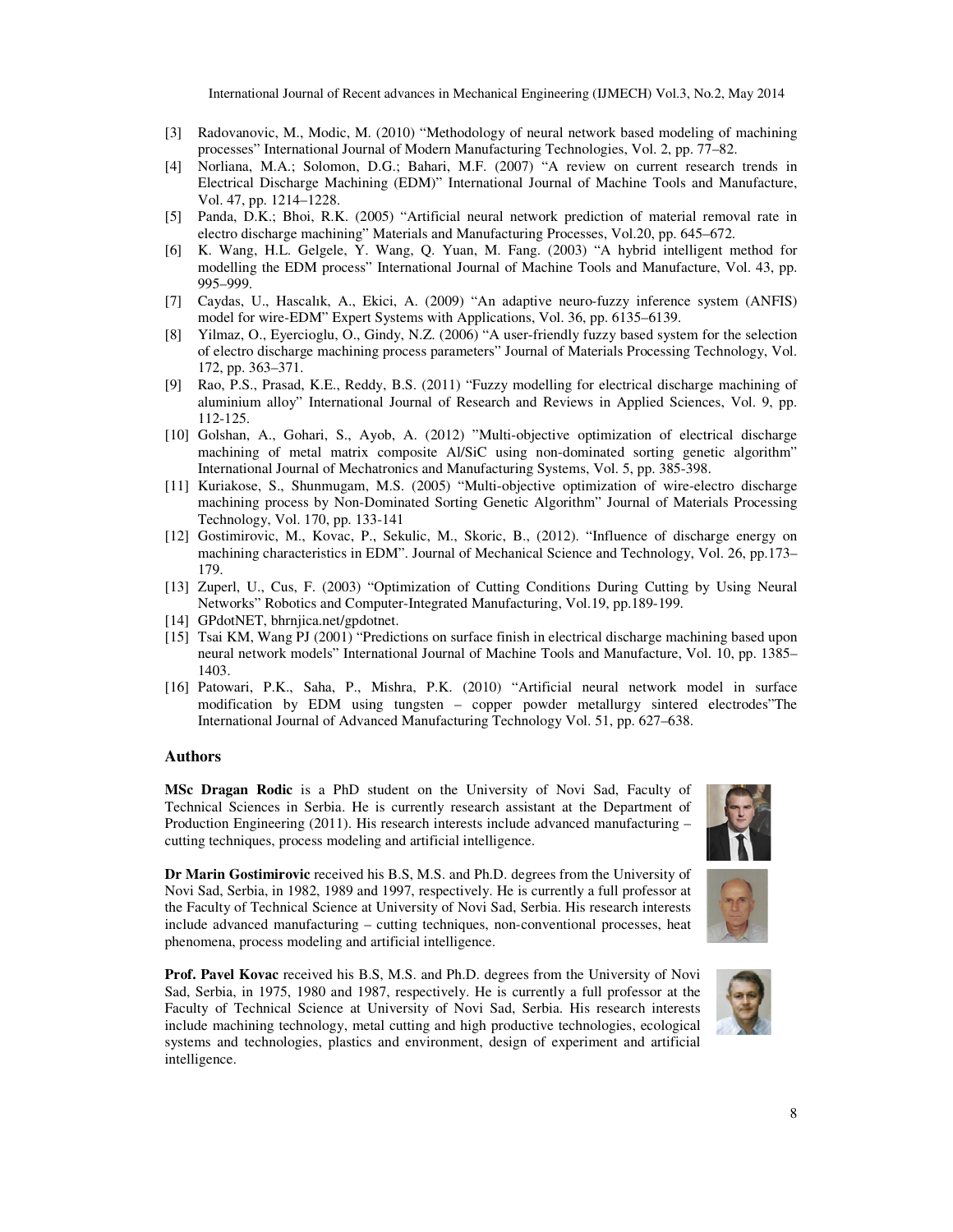[3] Radovanovic, M., Modic, M. (2010) "Methodology of neural network based modeling of machining processes" International Journal of Modern Manufacturing Technologies, Vol. 2, pp. 77–82.

[4] Norliana, M.A.; Solomon, D.G.; Bahari, M.F. (2007) "A review on current research trends in Electrical Discharge Machining (EDM)" International Journal of Machine Tools and Manufacture, Vol. 47, pp. 1214–1228.

[5] Panda, D.K.; Bhoi, R.K. (2005) "Artificial neural network prediction of material removal rate in electro discharge machining" Materials and Manufacturing Processes, Vol.20, pp. 645–672.

[6] K. Wang, H.L. Gelgele, Y. Wang, Q. Yuan, M. Fang. (2003) "A hybrid intelligent method for modelling the EDM process" International Journal of Machine Tools and Manufacture, Vol. 43, pp. 995–999.

[7] Caydas, U., Hascalık, A., Ekici, A. (2009) "An adaptive neuro-fuzzy inference system (ANFIS) model for wire-EDM" Expert Systems with Applications, Vol. 36, pp. 6135–6139.

[8] Yilmaz, O., Eyercioglu, O., Gindy, N.Z. (2006) "A user-friendly fuzzy based system for the selection of electro discharge machining process parameters" Journal of Materials Processing Technology, Vol. 172, pp. 363–371.

[9] Rao, P.S., Prasad, K.E., Reddy, B.S. (2011) "Fuzzy modelling for electrical discharge machining of aluminium alloy" International Journal of Research and Reviews in Applied Sciences, Vol. 9, pp. 112-125.

[10] Golshan, A., Gohari, S., Ayob, A. (2012) "Multi-objective optimization of electrical discharge machining of metal matrix composite Al/SiC using non-dominated sorting genetic algorithm" International Journal of Mechatronics and Manufacturing Systems, Vol. 5, pp. 385-398.

[11] Kuriakose, S., Shunmugam, M.S. (2005) "Multi-objective optimization of wire-electro discharge machining process by Non-Dominated Sorting Genetic Algorithm" Journal of Materials Processing Technology, Vol. 170, pp. 133-141

[12] Gostimirovic, M., Kovac, P., Sekulic, M., Skoric, B., (2012). "Influence of discharge energy on machining characteristics in EDM". Journal of Mechanical Science and Technology, Vol. 26, pp.173–179.

[13] Zuperl, U., Cus, F. (2003) "Optimization of Cutting Conditions During Cutting by Using Neural Networks" Robotics and Computer-Integrated Manufacturing, Vol.19, pp.189-199.

[14] GPdotNET, bhrnjica.net/gpdotnet.

[15] Tsai KM, Wang PJ (2001) "Predictions on surface finish in electrical discharge machining based upon neural network models" International Journal of Machine Tools and Manufacture, Vol. 10, pp. 1385–1403.

[16] Patowari, P.K., Saha, P., Mishra, P.K. (2010) "Artificial neural network model in surface modification by EDM using tungsten – copper powder metallurgy sintered electrodes"The International Journal of Advanced Manufacturing Technology Vol. 51, pp. 627–638.

## Authors

**MSc Dragan Rodic** is a PhD student on the University of Novi Sad, Faculty of Technical Sciences in Serbia. He is currently research assistant at the Department of Production Engineering (2011). His research interests include advanced manufacturing – cutting techniques, process modeling and artificial intelligence.

**Dr Marin Gostimirovic** received his B.S, M.S. and Ph.D. degrees from the University of Novi Sad, Serbia, in 1982, 1989 and 1997, respectively. He is currently a full professor at the Faculty of Technical Science at University of Novi Sad, Serbia. His research interests include advanced manufacturing – cutting techniques, non-conventional processes, heat phenomena, process modeling and artificial intelligence.

**Prof. Pavel Kovac** received his B.S, M.S. and Ph.D. degrees from the University of Novi Sad, Serbia, in 1975, 1980 and 1987, respectively. He is currently a full professor at the Faculty of Technical Science at University of Novi Sad, Serbia. His research interests include machining technology, metal cutting and high productive technologies, ecological systems and technologies, plastics and environment, design of experiment and artificial intelligence.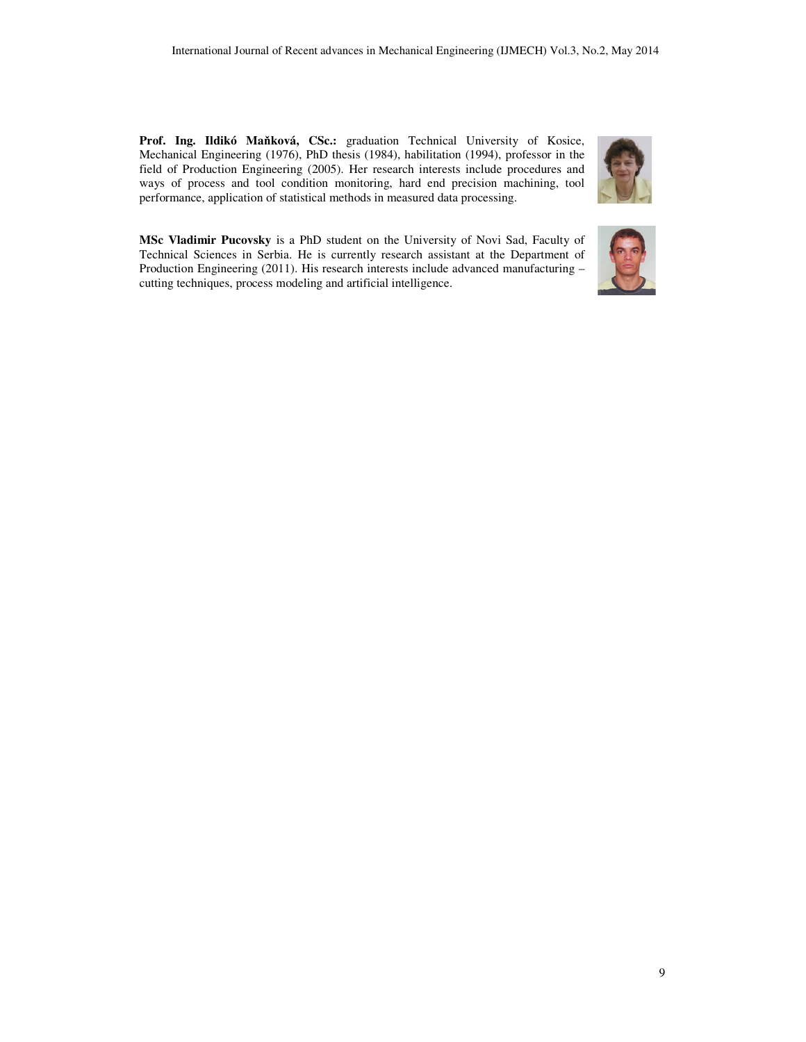**Prof. Ing. Ildikó Maňková, CSc.:** graduation Technical University of Kosice, Mechanical Engineering (1976), PhD thesis (1984), habilitation (1994), professor in the field of Production Engineering (2005). Her research interests include procedures and ways of process and tool condition monitoring, hard end precision machining, tool performance, application of statistical methods in measured data processing.

**MSc Vladimir Pucovsky** is a PhD student on the University of Novi Sad, Faculty of Technical Sciences in Serbia. He is currently research assistant at the Department of Production Engineering (2011). His research interests include advanced manufacturing – cutting techniques, process modeling and artificial intelligence.